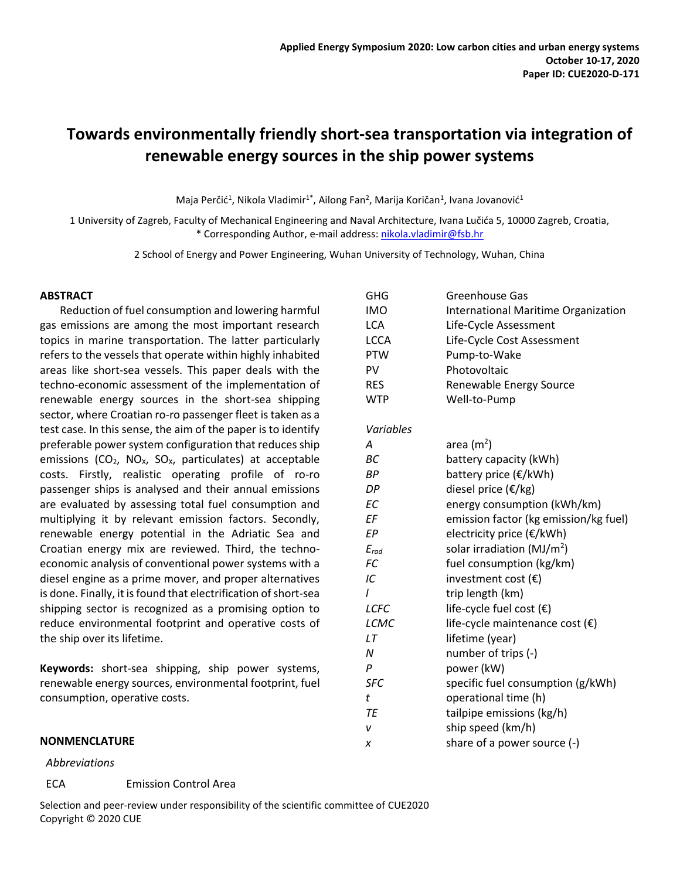# Towards environmentally friendly short-sea transportation via integration of renewable energy sources in the ship power systems

Maja Perčić[1], Nikola Vladimir[1*], Ailong Fan[2], Marija Koričan[1], Ivana Jovanović[1]

1 University of Zagreb, Faculty of Mechanical Engineering and Naval Architecture, Ivana Lučića 5, 10000 Zagreb, Croatia,
* Corresponding Author, e-mail address: nikola.vladimir@fsb.hr

2 School of Energy and Power Engineering, Wuhan University of Technology, Wuhan, China

## ABSTRACT

Reduction of fuel consumption and lowering harmful gas emissions are among the most important research topics in marine transportation. The latter particularly refers to the vessels that operate within highly inhabited areas like short-sea vessels. This paper deals with the techno-economic assessment of the implementation of renewable energy sources in the short-sea shipping sector, where Croatian ro-ro passenger fleet is taken as a test case. In this sense, the aim of the paper is to identify preferable power system configuration that reduces ship emissions ($CO_2$, $NO_X$, $SO_X$, particulates) at acceptable costs. Firstly, realistic operating profile of ro-ro passenger ships is analysed and their annual emissions are evaluated by assessing total fuel consumption and multiplying it by relevant emission factors. Secondly, renewable energy potential in the Adriatic Sea and Croatian energy mix are reviewed. Third, the techno-economic analysis of conventional power systems with a diesel engine as a prime mover, and proper alternatives is done. Finally, it is found that electrification of short-sea shipping sector is recognized as a promising option to reduce environmental footprint and operative costs of the ship over its lifetime.

**Keywords:** short-sea shipping, ship power systems, renewable energy sources, environmental footprint, fuel consumption, operative costs.

## NONMENCLATURE

*Abbreviations*

| | |
|---|---|
| ECA | Emission Control Area |
| GHG | Greenhouse Gas |
| IMO | International Maritime Organization |
| LCA | Life-Cycle Assessment |
| LCCA | Life-Cycle Cost Assessment |
| PTW | Pump-to-Wake |
| PV | Photovoltaic |
| RES | Renewable Energy Source |
| WTP | Well-to-Pump |

*Variables*

| | |
|---|---|
| $A$ | area ($m^2$) |
| $BC$ | battery capacity (kWh) |
| $BP$ | battery price (€/kWh) |
| $DP$ | diesel price (€/kg) |
| $EC$ | energy consumption (kWh/km) |
| $EF$ | emission factor (kg emission/kg fuel) |
| $EP$ | electricity price (€/kWh) |
| $E_{rad}$ | solar irradiation (MJ/$m^2$) |
| $FC$ | fuel consumption (kg/km) |
| $IC$ | investment cost (€) |
| $l$ | trip length (km) |
| $LCFC$ | life-cycle fuel cost (€) |
| $LCMC$ | life-cycle maintenance cost (€) |
| $LT$ | lifetime (year) |
| $N$ | number of trips (-) |
| $P$ | power (kW) |
| $SFC$ | specific fuel consumption (g/kWh) |
| $t$ | operational time (h) |
| $TE$ | tailpipe emissions (kg/h) |
| $v$ | ship speed (km/h) |
| $x$ | share of a power source (-) |

Selection and peer-review under responsibility of the scientific committee of CUE2020
Copyright © 2020 CUE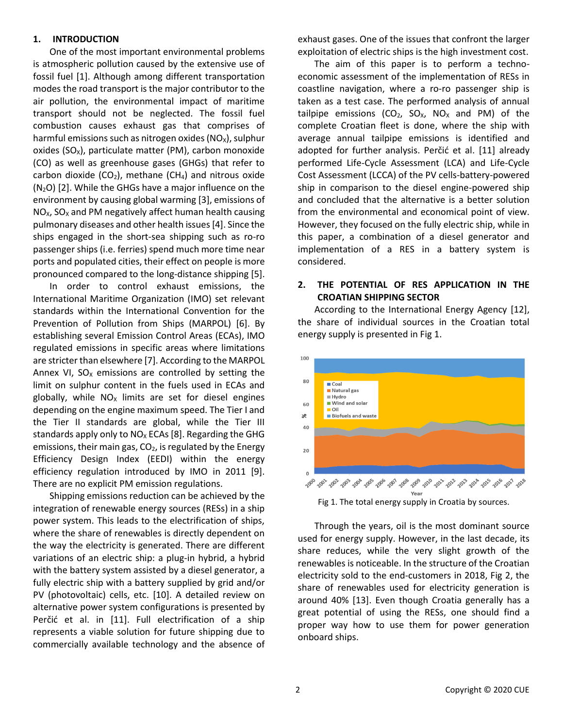## 1. INTRODUCTION

One of the most important environmental problems is atmospheric pollution caused by the extensive use of fossil fuel [1]. Although among different transportation modes the road transport is the major contributor to the air pollution, the environmental impact of maritime transport should not be neglected. The fossil fuel combustion causes exhaust gas that comprises of harmful emissions such as nitrogen oxides ($NO_X$), sulphur oxides ($SO_X$), particulate matter (PM), carbon monoxide (CO) as well as greenhouse gases (GHGs) that refer to carbon dioxide ($CO_2$), methane ($CH_4$) and nitrous oxide ($N_2O$) [2]. While the GHGs have a major influence on the environment by causing global warming [3], emissions of $NO_X$, $SO_X$ and PM negatively affect human health causing pulmonary diseases and other health issues [4]. Since the ships engaged in the short-sea shipping such as ro-ro passenger ships (i.e. ferries) spend much more time near ports and populated cities, their effect on people is more pronounced compared to the long-distance shipping [5].

In order to control exhaust emissions, the International Maritime Organization (IMO) set relevant standards within the International Convention for the Prevention of Pollution from Ships (MARPOL) [6]. By establishing several Emission Control Areas (ECAs), IMO regulated emissions in specific areas where limitations are stricter than elsewhere [7]. According to the MARPOL Annex VI, $SO_X$ emissions are controlled by setting the limit on sulphur content in the fuels used in ECAs and globally, while $NO_X$ limits are set for diesel engines depending on the engine maximum speed. The Tier I and the Tier II standards are global, while the Tier III standards apply only to $NO_X$ ECAs [8]. Regarding the GHG emissions, their main gas, $CO_2$, is regulated by the Energy Efficiency Design Index (EEDI) within the energy efficiency regulation introduced by IMO in 2011 [9]. There are no explicit PM emission regulations.

Shipping emissions reduction can be achieved by the integration of renewable energy sources (RESs) in a ship power system. This leads to the electrification of ships, where the share of renewables is directly dependent on the way the electricity is generated. There are different variations of an electric ship: a plug-in hybrid, a hybrid with the battery system assisted by a diesel generator, a fully electric ship with a battery supplied by grid and/or PV (photovoltaic) cells, etc. [10]. A detailed review on alternative power system configurations is presented by Perčić et al. in [11]. Full electrification of a ship represents a viable solution for future shipping due to commercially available technology and the absence of exhaust gases. One of the issues that confront the larger exploitation of electric ships is the high investment cost.

The aim of this paper is to perform a techno-economic assessment of the implementation of RESs in coastline navigation, where a ro-ro passenger ship is taken as a test case. The performed analysis of annual tailpipe emissions ($CO_2$, $SO_X$, $NO_X$ and PM) of the complete Croatian fleet is done, where the ship with average annual tailpipe emissions is identified and adopted for further analysis. Perčić et al. [11] already performed Life-Cycle Assessment (LCA) and Life-Cycle Cost Assessment (LCCA) of the PV cells-battery-powered ship in comparison to the diesel engine-powered ship and concluded that the alternative is a better solution from the environmental and economical point of view. However, they focused on the fully electric ship, while in this paper, a combination of a diesel generator and implementation of a RES in a battery system is considered.

## 2. THE POTENTIAL OF RES APPLICATION IN THE CROATIAN SHIPPING SECTOR

According to the International Energy Agency [12], the share of individual sources in the Croatian total energy supply is presented in Fig 1.

Fig 1. The total energy supply in Croatia by sources.

Through the years, oil is the most dominant source used for energy supply. However, in the last decade, its share reduces, while the very slight growth of the renewables is noticeable. In the structure of the Croatian electricity sold to the end-customers in 2018, Fig 2, the share of renewables used for electricity generation is around 40% [13]. Even though Croatia generally has a great potential of using the RESs, one should find a proper way how to use them for power generation onboard ships.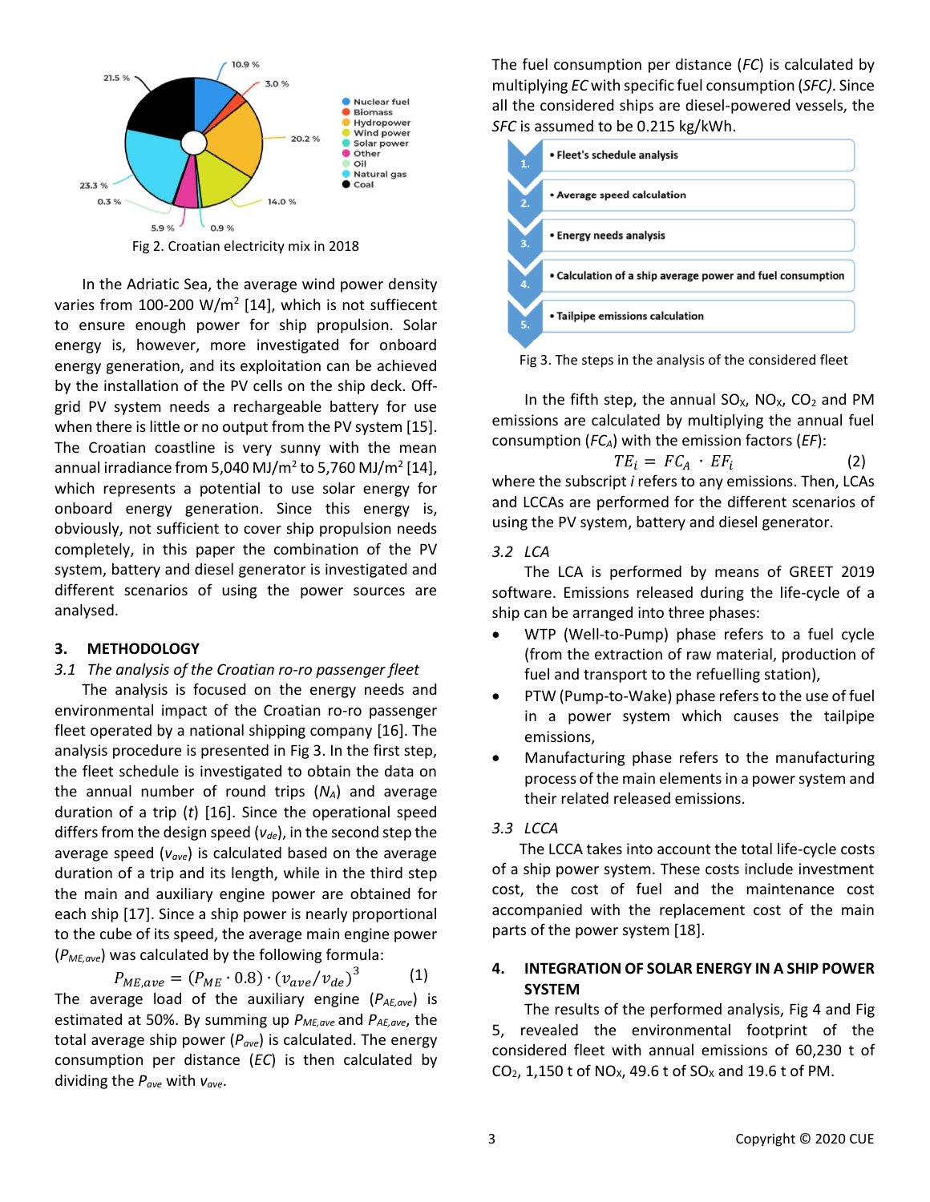Fig 2. Croatian electricity mix in 2018

In the Adriatic Sea, the average wind power density varies from 100-200 W/m$^2$ [14], which is not suffiecent to ensure enough power for ship propulsion. Solar energy is, however, more investigated for onboard energy generation, and its exploitation can be achieved by the installation of the PV cells on the ship deck. Off-grid PV system needs a rechargeable battery for use when there is little or no output from the PV system [15]. The Croatian coastline is very sunny with the mean annual irradiance from 5,040 MJ/m$^2$ to 5,760 MJ/m$^2$ [14], which represents a potential to use solar energy for onboard energy generation. Since this energy is, obviously, not sufficient to cover ship propulsion needs completely, in this paper the combination of the PV system, battery and diesel generator is investigated and different scenarios of using the power sources are analysed.

## 3. METHODOLOGY

### *3.1 The analysis of the Croatian ro-ro passenger fleet*

The analysis is focused on the energy needs and environmental impact of the Croatian ro-ro passenger fleet operated by a national shipping company [16]. The analysis procedure is presented in Fig 3. In the first step, the fleet schedule is investigated to obtain the data on the annual number of round trips ($N_A$) and average duration of a trip ($t$) [16]. Since the operational speed differs from the design speed ($v_{de}$), in the second step the average speed ($v_{ave}$) is calculated based on the average duration of a trip and its length, while in the third step the main and auxiliary engine power are obtained for each ship [17]. Since a ship power is nearly proportional to the cube of its speed, the average main engine power ($P_{ME,ave}$) was calculated by the following formula:

$$P_{ME,ave} = (P_{ME} \cdot 0.8) \cdot (v_{ave}/v_{de})^3 \qquad (1)$$

The average load of the auxiliary engine ($P_{AE,ave}$) is estimated at 50%. By summing up $P_{ME,ave}$ and $P_{AE,ave}$, the total average ship power ($P_{ave}$) is calculated. The energy consumption per distance ($EC$) is then calculated by dividing the $P_{ave}$ with $v_{ave}$.

The fuel consumption per distance ($FC$) is calculated by multiplying $EC$ with specific fuel consumption ($SFC$). Since all the considered ships are diesel-powered vessels, the $SFC$ is assumed to be 0.215 kg/kWh.

1. Fleet's schedule analysis
2. Average speed calculation
3. Energy needs analysis
4. Calculation of a ship average power and fuel consumption
5. Tailpipe emissions calculation

Fig 3. The steps in the analysis of the considered fleet

In the fifth step, the annual $SO_X$, $NO_X$, $CO_2$ and PM emissions are calculated by multiplying the annual fuel consumption ($FC_A$) with the emission factors ($EF$):

$$TE_i = FC_A \cdot EF_i \qquad (2)$$

where the subscript $i$ refers to any emissions. Then, LCAs and LCCAs are performed for the different scenarios of using the PV system, battery and diesel generator.

### *3.2 LCA*

The LCA is performed by means of GREET 2019 software. Emissions released during the life-cycle of a ship can be arranged into three phases:

- WTP (Well-to-Pump) phase refers to a fuel cycle (from the extraction of raw material, production of fuel and transport to the refuelling station),
- PTW (Pump-to-Wake) phase refers to the use of fuel in a power system which causes the tailpipe emissions,
- Manufacturing phase refers to the manufacturing process of the main elements in a power system and their related released emissions.

### *3.3 LCCA*

The LCCA takes into account the total life-cycle costs of a ship power system. These costs include investment cost, the cost of fuel and the maintenance cost accompanied with the replacement cost of the main parts of the power system [18].

## 4. INTEGRATION OF SOLAR ENERGY IN A SHIP POWER SYSTEM

The results of the performed analysis, Fig 4 and Fig 5, revealed the environmental footprint of the considered fleet with annual emissions of 60,230 t of $CO_2$, 1,150 t of $NO_X$, 49.6 t of $SO_X$ and 19.6 t of PM.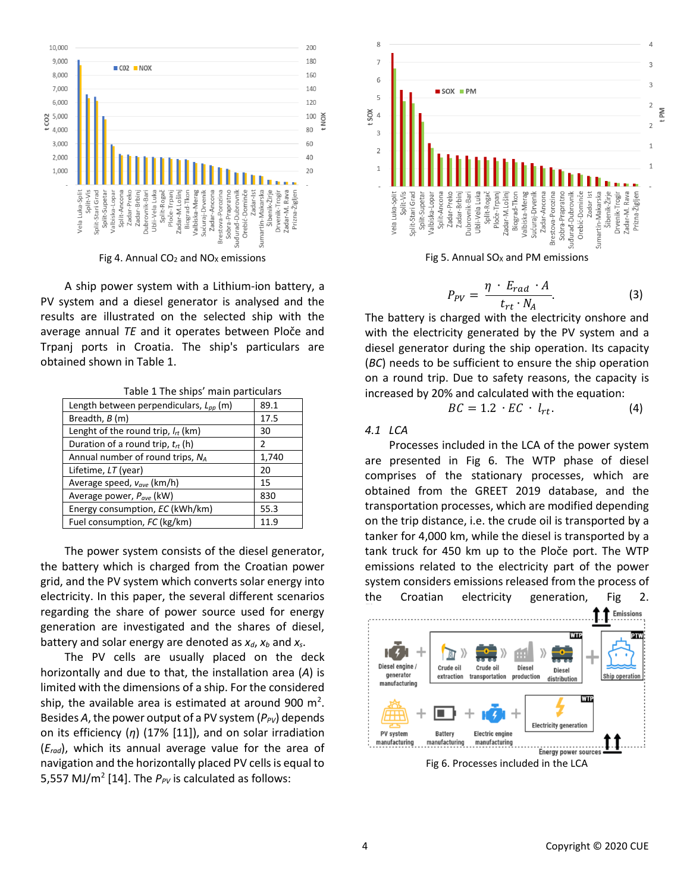Fig 4. Annual $CO_2$ and $NO_x$ emissions

Fig 5. Annual $SO_x$ and PM emissions

A ship power system with a Lithium-ion battery, a PV system and a diesel generator is analysed and the results are illustrated on the selected ship with the average annual *TE* and it operates between Ploče and Trpanj ports in Croatia. The ship's particulars are obtained shown in Table 1.

Table 1 The ships' main particulars

| | |
|---|---|
| Length between perpendiculars, $L_{pp}$ (m) | 89.1 |
| Breadth, $B$ (m) | 17.5 |
| Lenght of the round trip, $l_{rt}$ (km) | 30 |
| Duration of a round trip, $t_{rt}$ (h) | 2 |
| Annual number of round trips, $N_A$ | 1,740 |
| Lifetime, $LT$ (year) | 20 |
| Average speed, $v_{ave}$ (km/h) | 15 |
| Average power, $P_{ave}$ (kW) | 830 |
| Energy consumption, $EC$ (kWh/km) | 55.3 |
| Fuel consumption, $FC$ (kg/km) | 11.9 |

The power system consists of the diesel generator, the battery which is charged from the Croatian power grid, and the PV system which converts solar energy into electricity. In this paper, the several different scenarios regarding the share of power source used for energy generation are investigated and the shares of diesel, battery and solar energy are denoted as $x_d$, $x_b$ and $x_s$.

The PV cells are usually placed on the deck horizontally and due to that, the installation area ($A$) is limited with the dimensions of a ship. For the considered ship, the available area is estimated at around 900 m$^2$. Besides $A$, the power output of a PV system ($P_{PV}$) depends on its efficiency ($\eta$) (17% [11]), and on solar irradiation ($E_{rad}$), which its annual average value for the area of navigation and the horizontally placed PV cells is equal to 5,557 MJ/m$^2$ [14]. The $P_{PV}$ is calculated as follows:

$$P_{PV} = \frac{\eta \cdot E_{rad} \cdot A}{t_{rt} \cdot N_A}. \quad (3)$$

The battery is charged with the electricity onshore and with the electricity generated by the PV system and a diesel generator during the ship operation. Its capacity ($BC$) needs to be sufficient to ensure the ship operation on a round trip. Due to safety reasons, the capacity is increased by 20% and calculated with the equation:

$$BC = 1.2 \cdot EC \cdot l_{rt}. \quad (4)$$

### 4.1 LCA

Processes included in the LCA of the power system are presented in Fig 6. The WTP phase of diesel comprises of the stationary processes, which are obtained from the GREET 2019 database, and the transportation processes, which are modified depending on the trip distance, i.e. the crude oil is transported by a tanker for 4,000 km, while the diesel is transported by a tank truck for 450 km up to the Ploče port. The WTP emissions related to the electricity part of the power system considers emissions released from the process of the Croatian electricity generation, Fig 2.

Fig 6. Processes included in the LCA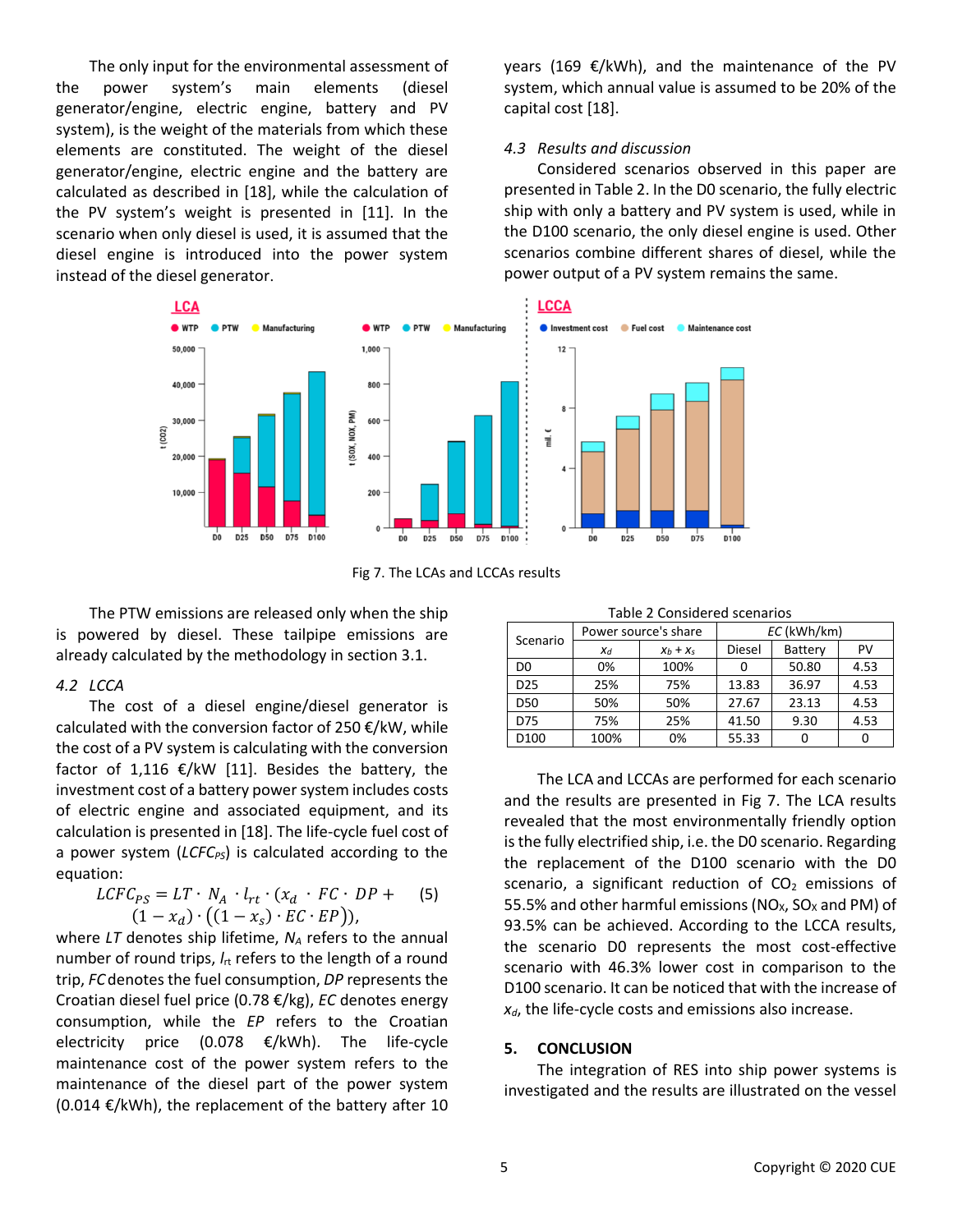The only input for the environmental assessment of the power system's main elements (diesel generator/engine, electric engine, battery and PV system), is the weight of the materials from which these elements are constituted. The weight of the diesel generator/engine, electric engine and the battery are calculated as described in [18], while the calculation of the PV system's weight is presented in [11]. In the scenario when only diesel is used, it is assumed that the diesel engine is introduced into the power system instead of the diesel generator.

The PTW emissions are released only when the ship is powered by diesel. These tailpipe emissions are already calculated by the methodology in section 3.1.

### *4.2 LCCA*

The cost of a diesel engine/diesel generator is calculated with the conversion factor of 250 €/kW, while the cost of a PV system is calculating with the conversion factor of 1,116 €/kW [11]. Besides the battery, the investment cost of a battery power system includes costs of electric engine and associated equipment, and its calculation is presented in [18]. The life-cycle fuel cost of a power system ($LCFC_{PS}$) is calculated according to the equation:

$$LCFC_{PS} = LT \cdot N_A \cdot l_{rt} \cdot (x_d \cdot FC \cdot DP + (1 - x_d) \cdot ((1 - x_s) \cdot EC \cdot EP)), \quad (5)$$

where *LT* denotes ship lifetime, $N_A$ refers to the annual number of round trips, $l_{rt}$ refers to the length of a round trip, *FC* denotes the fuel consumption, *DP* represents the Croatian diesel fuel price (0.78 €/kg), *EC* denotes energy consumption, while the *EP* refers to the Croatian electricity price (0.078 €/kWh). The life-cycle maintenance cost of the power system refers to the maintenance of the diesel part of the power system (0.014 €/kWh), the replacement of the battery after 10 years (169 €/kWh), and the maintenance of the PV system, which annual value is assumed to be 20% of the capital cost [18].

### *4.3 Results and discussion*

Considered scenarios observed in this paper are presented in Table 2. In the D0 scenario, the fully electric ship with only a battery and PV system is used, while in the D100 scenario, the only diesel engine is used. Other scenarios combine different shares of diesel, while the power output of a PV system remains the same.

Fig 7. The LCAs and LCCAs results

Table 2 Considered scenarios

| Scenario | Power source's share | | *EC* (kWh/km) | | |
|---|---|---|---|---|---|
| | $x_d$ | $x_b + x_s$ | Diesel | Battery | PV |
| D0 | 0% | 100% | 0 | 50.80 | 4.53 |
| D25 | 25% | 75% | 13.83 | 36.97 | 4.53 |
| D50 | 50% | 50% | 27.67 | 23.13 | 4.53 |
| D75 | 75% | 25% | 41.50 | 9.30 | 4.53 |
| D100 | 100% | 0% | 55.33 | 0 | 0 |

The LCA and LCCAs are performed for each scenario and the results are presented in Fig 7. The LCA results revealed that the most environmentally friendly option is the fully electrified ship, i.e. the D0 scenario. Regarding the replacement of the D100 scenario with the D0 scenario, a significant reduction of $CO_2$ emissions of 55.5% and other harmful emissions ($NO_X$, $SO_X$ and PM) of 93.5% can be achieved. According to the LCCA results, the scenario D0 represents the most cost-effective scenario with 46.3% lower cost in comparison to the D100 scenario. It can be noticed that with the increase of $x_d$, the life-cycle costs and emissions also increase.

## 5. CONCLUSION

The integration of RES into ship power systems is investigated and the results are illustrated on the vessel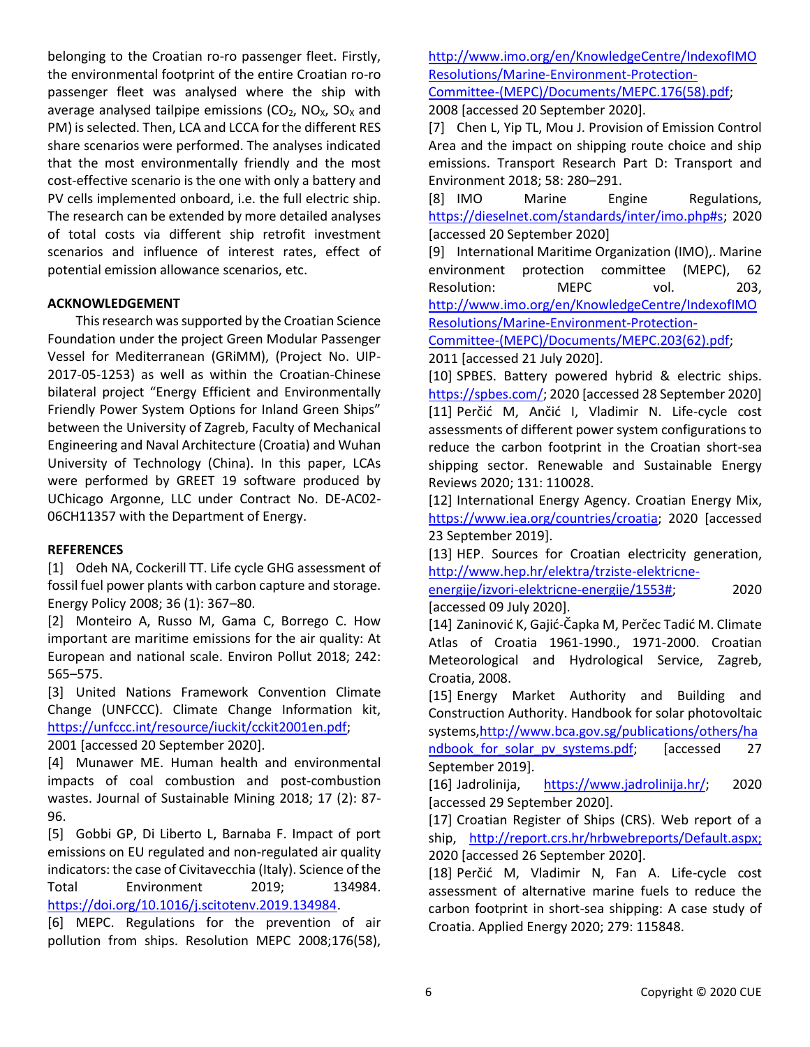belonging to the Croatian ro-ro passenger fleet. Firstly, the environmental footprint of the entire Croatian ro-ro passenger fleet was analysed where the ship with average analysed tailpipe emissions ($CO_2$, $NO_X$, $SO_X$ and PM) is selected. Then, LCA and LCCA for the different RES share scenarios were performed. The analyses indicated that the most environmentally friendly and the most cost-effective scenario is the one with only a battery and PV cells implemented onboard, i.e. the full electric ship. The research can be extended by more detailed analyses of total costs via different ship retrofit investment scenarios and influence of interest rates, effect of potential emission allowance scenarios, etc.

## ACKNOWLEDGEMENT

This research was supported by the Croatian Science Foundation under the project Green Modular Passenger Vessel for Mediterranean (GRiMM), (Project No. UIP-2017-05-1253) as well as within the Croatian-Chinese bilateral project "Energy Efficient and Environmentally Friendly Power System Options for Inland Green Ships" between the University of Zagreb, Faculty of Mechanical Engineering and Naval Architecture (Croatia) and Wuhan University of Technology (China). In this paper, LCAs were performed by GREET 19 software produced by UChicago Argonne, LLC under Contract No. DE-AC02-06CH11357 with the Department of Energy.

## REFERENCES

[1] Odeh NA, Cockerill TT. Life cycle GHG assessment of fossil fuel power plants with carbon capture and storage. Energy Policy 2008; 36 (1): 367–80.

[2] Monteiro A, Russo M, Gama C, Borrego C. How important are maritime emissions for the air quality: At European and national scale. Environ Pollut 2018; 242: 565–575.

[3] United Nations Framework Convention Climate Change (UNFCCC). Climate Change Information kit, https://unfccc.int/resource/iuckit/cckit2001en.pdf; 2001 [accessed 20 September 2020].

[4] Munawer ME. Human health and environmental impacts of coal combustion and post-combustion wastes. Journal of Sustainable Mining 2018; 17 (2): 87-96.

[5] Gobbi GP, Di Liberto L, Barnaba F. Impact of port emissions on EU regulated and non-regulated air quality indicators: the case of Civitavecchia (Italy). Science of the Total Environment 2019; 134984. https://doi.org/10.1016/j.scitotenv.2019.134984.

[6] MEPC. Regulations for the prevention of air pollution from ships. Resolution MEPC 2008;176(58), http://www.imo.org/en/KnowledgeCentre/IndexofIMOResolutions/Marine-Environment-Protection-Committee-(MEPC)/Documents/MEPC.176(58).pdf; 2008 [accessed 20 September 2020].

[7] Chen L, Yip TL, Mou J. Provision of Emission Control Area and the impact on shipping route choice and ship emissions. Transport Research Part D: Transport and Environment 2018; 58: 280–291.

[8] IMO Marine Engine Regulations, https://dieselnet.com/standards/inter/imo.php#s; 2020 [accessed 20 September 2020]

[9] International Maritime Organization (IMO),. Marine environment protection committee (MEPC), 62 Resolution: MEPC vol. 203, http://www.imo.org/en/KnowledgeCentre/IndexofIMOResolutions/Marine-Environment-Protection-Committee-(MEPC)/Documents/MEPC.203(62).pdf; 2011 [accessed 21 July 2020].

[10] SPBES. Battery powered hybrid & electric ships. https://spbes.com/; 2020 [accessed 28 September 2020]

[11] Perčić M, Ančić I, Vladimir N. Life-cycle cost assessments of different power system configurations to reduce the carbon footprint in the Croatian short-sea shipping sector. Renewable and Sustainable Energy Reviews 2020; 131: 110028.

[12] International Energy Agency. Croatian Energy Mix, https://www.iea.org/countries/croatia; 2020 [accessed 23 September 2019].

[13] HEP. Sources for Croatian electricity generation, http://www.hep.hr/elektra/trziste-elektricne-energije/izvori-elektricne-energije/1553#; 2020 [accessed 09 July 2020].

[14] Zaninović K, Gajić-Čapka M, Perčec Tadić M. Climate Atlas of Croatia 1961-1990., 1971-2000. Croatian Meteorological and Hydrological Service, Zagreb, Croatia, 2008.

[15] Energy Market Authority and Building and Construction Authority. Handbook for solar photovoltaic systems, http://www.bca.gov.sg/publications/others/handbook_for_solar_pv_systems.pdf; [accessed 27 September 2019].

[16] Jadrolinija, https://www.jadrolinija.hr/; 2020 [accessed 29 September 2020].

[17] Croatian Register of Ships (CRS). Web report of a ship, http://report.crs.hr/hrbwebreports/Default.aspx; 2020 [accessed 26 September 2020].

[18] Perčić M, Vladimir N, Fan A. Life-cycle cost assessment of alternative marine fuels to reduce the carbon footprint in short-sea shipping: A case study of Croatia. Applied Energy 2020; 279: 115848.